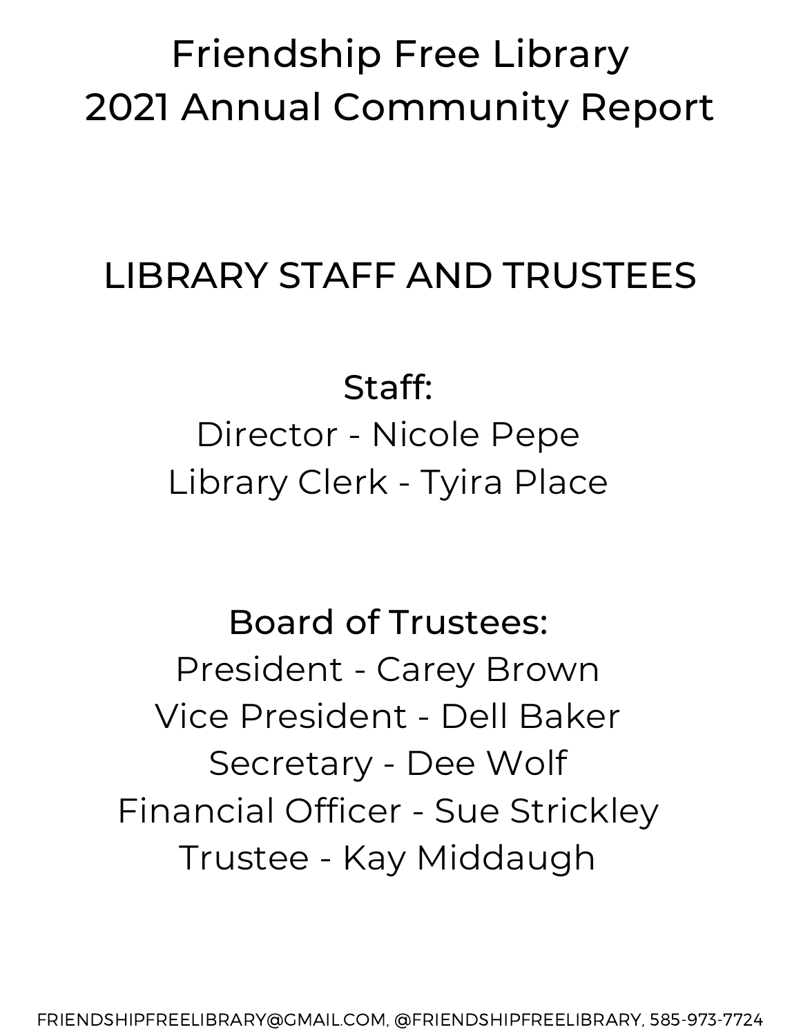# Friendship Free Library
# 2021 Annual Community Report

## LIBRARY STAFF AND TRUSTEES

### Staff:

Director - Nicole Pepe
Library Clerk - Tyira Place

### Board of Trustees:

President - Carey Brown
Vice President - Dell Baker
Secretary - Dee Wolf
Financial Officer - Sue Strickley
Trustee - Kay Middaugh

FRIENDSHIPFREELIBRARY@GMAIL.COM, @FRIENDSHIPFREELIBRARY, 585-973-7724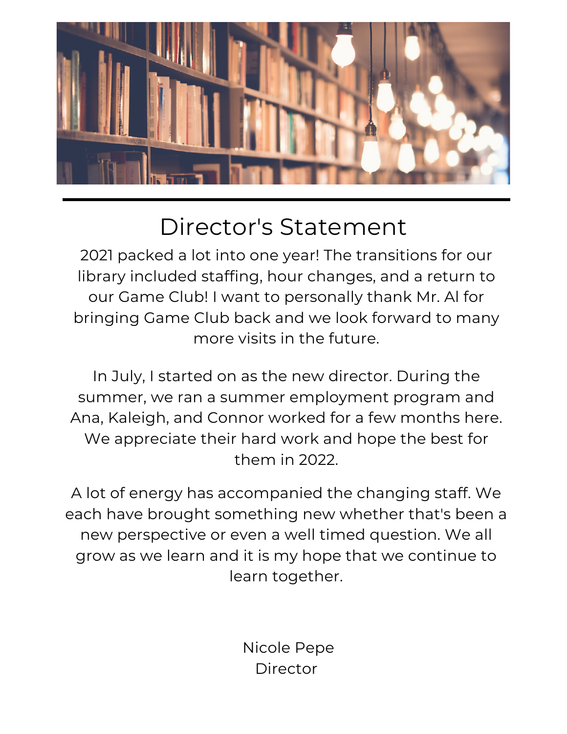# Director's Statement

2021 packed a lot into one year! The transitions for our library included staffing, hour changes, and a return to our Game Club! I want to personally thank Mr. Al for bringing Game Club back and we look forward to many more visits in the future.

In July, I started on as the new director. During the summer, we ran a summer employment program and Ana, Kaleigh, and Connor worked for a few months here. We appreciate their hard work and hope the best for them in 2022.

A lot of energy has accompanied the changing staff. We each have brought something new whether that's been a new perspective or even a well timed question. We all grow as we learn and it is my hope that we continue to learn together.

Nicole Pepe
Director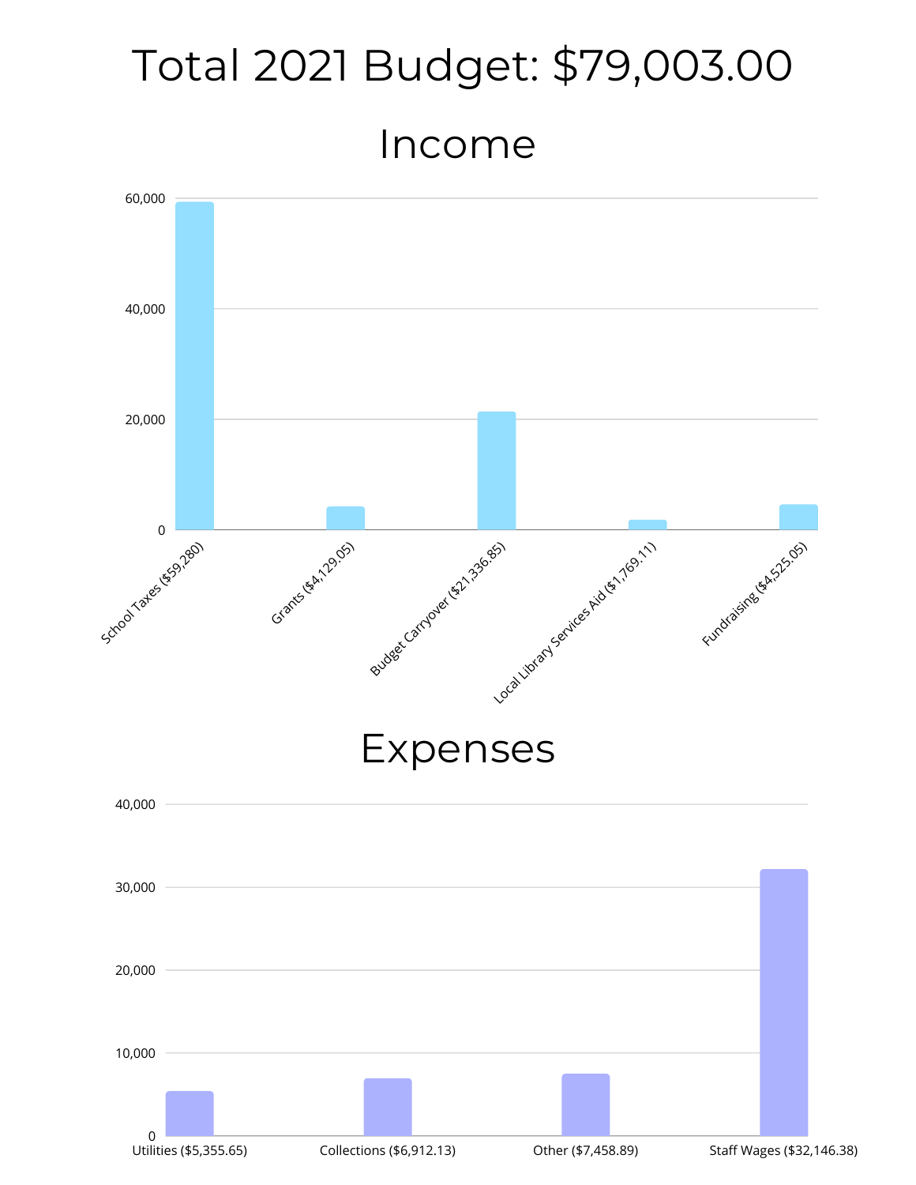# Total 2021 Budget: $79,003.00

## Income

| Category | Amount |
|---|---|
| School Taxes | $59,280 |
| Grants | $4,129.05 |
| Budget Carryover | $21,336.85 |
| Local Library Services Aid | $1,769.11 |
| Fundraising | $4,525.05 |

## Expenses

| Category | Amount |
|---|---|
| Utilities | $5,355.65 |
| Collections | $6,912.13 |
| Other | $7,458.89 |
| Staff Wages | $32,146.38 |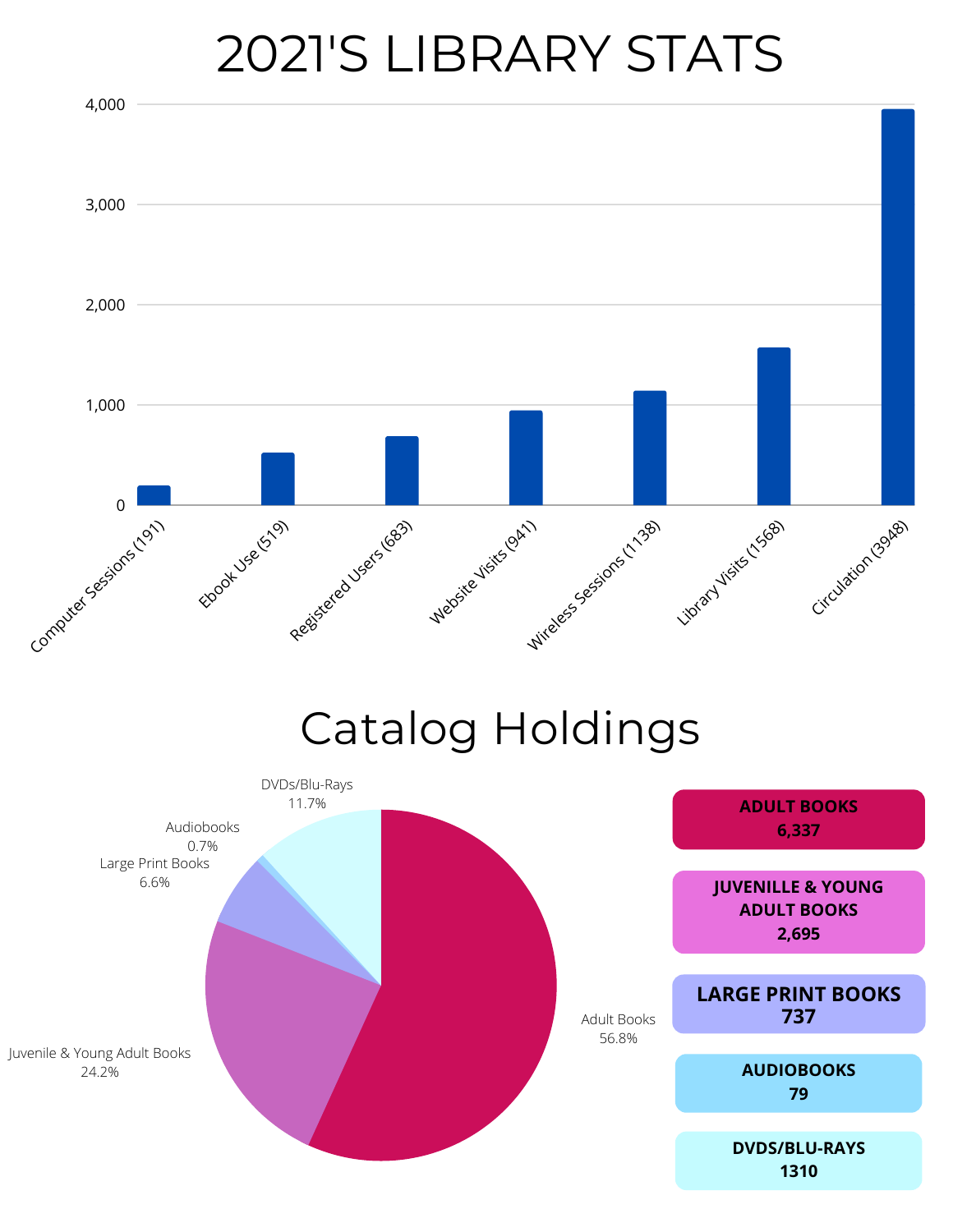# 2021'S LIBRARY STATS

4,000
3,000
2,000
1,000
0

Computer Sessions (191)
Ebook Use (519)
Registered Users (683)
Website Visits (941)
Wireless Sessions (1138)
Library Visits (1568)
Circulation (3948)

# Catalog Holdings

DVDs/Blu-Rays
11.7%

Audiobooks
0.7%

Large Print Books
6.6%

Juvenile & Young Adult Books
24.2%

Adult Books
56.8%

**ADULT BOOKS**
**6,337**

**JUVENILLE & YOUNG ADULT BOOKS**
**2,695**

**LARGE PRINT BOOKS**
**737**

**AUDIOBOOKS**
**79**

**DVDS/BLU-RAYS**
**1310**